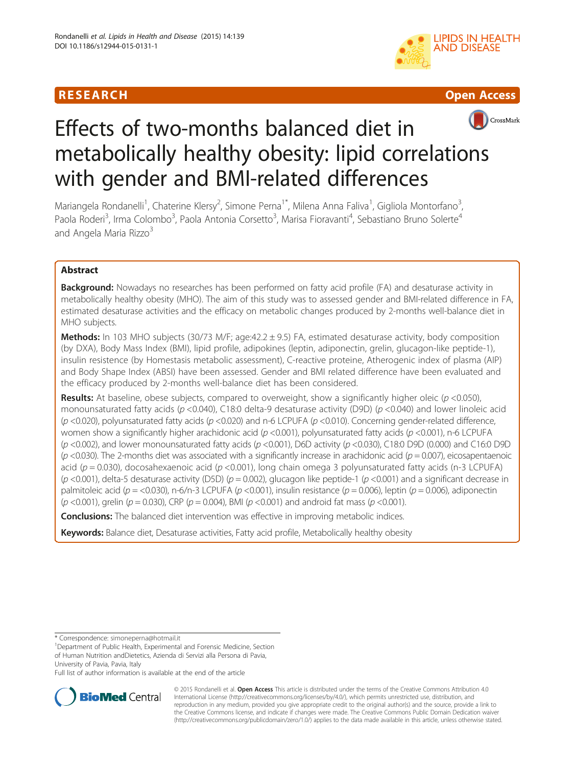RESEARCH Open Access

# Effects of two-months balanced diet in metabolically healthy obesity: lipid correlations with gender and BMI-related differences

Mariangela Rondanelli[1], Caterine Klersy[2], Simone Perna[1*], Milena Anna Faliva[1], Gigliola Montorfano[3], Paola Roderi[3], Irma Colombo[3], Paola Antonia Corsetto[3], Marisa Fioravanti[4], Sebastiano Bruno Solerte[4] and Angela Maria Rizzo[3]

## Abstract

**Background:** Nowadays no researches has been performed on fatty acid profile (FA) and desaturase activity in metabolically healthy obesity (MHO). The aim of this study was to assessed gender and BMI-related difference in FA, estimated desaturase activities and the efficacy on metabolic changes produced by 2-months well-balance diet in MHO subjects.

**Methods:** In 103 MHO subjects (30/73 M/F; age:42.2 ± 9.5) FA, estimated desaturase activity, body composition (by DXA), Body Mass Index (BMI), lipid profile, adipokines (leptin, adiponectin, grelin, glucagon-like peptide-1), insulin resistence (by Homestasis metabolic assessment), C-reactive proteine, Atherogenic index of plasma (AIP) and Body Shape Index (ABSI) have been assessed. Gender and BMI related difference have been evaluated and the efficacy produced by 2-months well-balance diet has been considered.

**Results:** At baseline, obese subjects, compared to overweight, show a significantly higher oleic ($p$ <0.050), monounsaturated fatty acids ($p$ <0.040), C18:0 delta-9 desaturase activity (D9D) ($p$ <0.040) and lower linoleic acid ($p$ <0.020), polyunsaturated fatty acids ($p$ <0.020) and n-6 LCPUFA ($p$ <0.010). Concerning gender-related difference, women show a significantly higher arachidonic acid ($p$ <0.001), polyunsaturated fatty acids ($p$ <0.001), n-6 LCPUFA ($p$ <0.002), and lower monounsaturated fatty acids ($p$ <0.001), D6D activity ($p$ <0.030), C18:0 D9D (0.000) and C16:0 D9D ($p$ <0.030). The 2-months diet was associated with a significantly increase in arachidonic acid ($p$ = 0.007), eicosapentaenoic acid ($p$ = 0.030), docosahexaenoic acid ($p$ <0.001), long chain omega 3 polyunsaturated fatty acids (n-3 LCPUFA) ($p$ <0.001), delta-5 desaturase activity (D5D) ($p$ = 0.002), glucagon like peptide-1 ($p$ <0.001) and a significant decrease in palmitoleic acid ($p$ = <0.030), n-6/n-3 LCPUFA ($p$ <0.001), insulin resistance ($p$ = 0.006), leptin ($p$ = 0.006), adiponectin ($p$ <0.001), grelin ($p$ = 0.030), CRP ($p$ = 0.004), BMI ($p$ <0.001) and android fat mass ($p$ <0.001).

**Conclusions:** The balanced diet intervention was effective in improving metabolic indices.

**Keywords:** Balance diet, Desaturase activities, Fatty acid profile, Metabolically healthy obesity

---

* Correspondence: simoneperna@hotmail.it
[1]Department of Public Health, Experimental and Forensic Medicine, Section of Human Nutrition andDietetics, Azienda di Servizi alla Persona di Pavia, University of Pavia, Pavia, Italy
Full list of author information is available at the end of the article

© 2015 Rondanelli et al. **Open Access** This article is distributed under the terms of the Creative Commons Attribution 4.0 International License (http://creativecommons.org/licenses/by/4.0/), which permits unrestricted use, distribution, and reproduction in any medium, provided you give appropriate credit to the original author(s) and the source, provide a link to the Creative Commons license, and indicate if changes were made. The Creative Commons Public Domain Dedication waiver (http://creativecommons.org/publicdomain/zero/1.0/) applies to the data made available in this article, unless otherwise stated.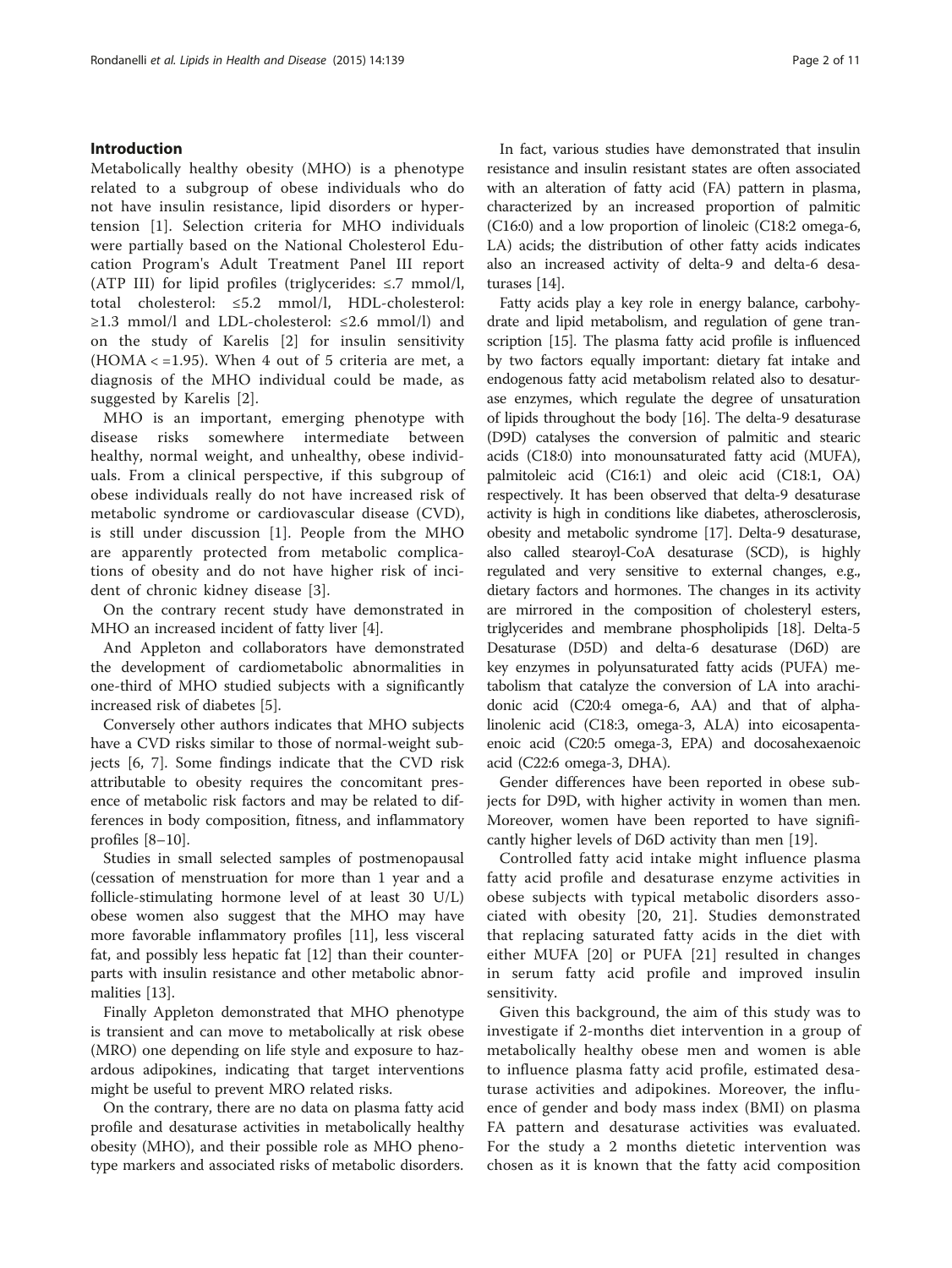## Introduction

Metabolically healthy obesity (MHO) is a phenotype related to a subgroup of obese individuals who do not have insulin resistance, lipid disorders or hypertension [1]. Selection criteria for MHO individuals were partially based on the National Cholesterol Education Program's Adult Treatment Panel III report (ATP III) for lipid profiles (triglycerides: ≤.7 mmol/l, total cholesterol: ≤5.2 mmol/l, HDL-cholesterol: ≥1.3 mmol/l and LDL-cholesterol: ≤2.6 mmol/l) and on the study of Karelis [2] for insulin sensitivity (HOMA < =1.95). When 4 out of 5 criteria are met, a diagnosis of the MHO individual could be made, as suggested by Karelis [2].

MHO is an important, emerging phenotype with disease risks somewhere intermediate between healthy, normal weight, and unhealthy, obese individuals. From a clinical perspective, if this subgroup of obese individuals really do not have increased risk of metabolic syndrome or cardiovascular disease (CVD), is still under discussion [1]. People from the MHO are apparently protected from metabolic complications of obesity and do not have higher risk of incident of chronic kidney disease [3].

On the contrary recent study have demonstrated in MHO an increased incident of fatty liver [4].

And Appleton and collaborators have demonstrated the development of cardiometabolic abnormalities in one-third of MHO studied subjects with a significantly increased risk of diabetes [5].

Conversely other authors indicates that MHO subjects have a CVD risks similar to those of normal-weight subjects [6, 7]. Some findings indicate that the CVD risk attributable to obesity requires the concomitant presence of metabolic risk factors and may be related to differences in body composition, fitness, and inflammatory profiles [8–10].

Studies in small selected samples of postmenopausal (cessation of menstruation for more than 1 year and a follicle-stimulating hormone level of at least 30 U/L) obese women also suggest that the MHO may have more favorable inflammatory profiles [11], less visceral fat, and possibly less hepatic fat [12] than their counterparts with insulin resistance and other metabolic abnormalities [13].

Finally Appleton demonstrated that MHO phenotype is transient and can move to metabolically at risk obese (MRO) one depending on life style and exposure to hazardous adipokines, indicating that target interventions might be useful to prevent MRO related risks.

On the contrary, there are no data on plasma fatty acid profile and desaturase activities in metabolically healthy obesity (MHO), and their possible role as MHO phenotype markers and associated risks of metabolic disorders.

In fact, various studies have demonstrated that insulin resistance and insulin resistant states are often associated with an alteration of fatty acid (FA) pattern in plasma, characterized by an increased proportion of palmitic (C16:0) and a low proportion of linoleic (C18:2 omega-6, LA) acids; the distribution of other fatty acids indicates also an increased activity of delta-9 and delta-6 desaturases [14].

Fatty acids play a key role in energy balance, carbohydrate and lipid metabolism, and regulation of gene transcription [15]. The plasma fatty acid profile is influenced by two factors equally important: dietary fat intake and endogenous fatty acid metabolism related also to desaturase enzymes, which regulate the degree of unsaturation of lipids throughout the body [16]. The delta-9 desaturase (D9D) catalyses the conversion of palmitic and stearic acids (C18:0) into monounsaturated fatty acid (MUFA), palmitoleic acid (C16:1) and oleic acid (C18:1, OA) respectively. It has been observed that delta-9 desaturase activity is high in conditions like diabetes, atherosclerosis, obesity and metabolic syndrome [17]. Delta-9 desaturase, also called stearoyl-CoA desaturase (SCD), is highly regulated and very sensitive to external changes, e.g., dietary factors and hormones. The changes in its activity are mirrored in the composition of cholesteryl esters, triglycerides and membrane phospholipids [18]. Delta-5 Desaturase (D5D) and delta-6 desaturase (D6D) are key enzymes in polyunsaturated fatty acids (PUFA) metabolism that catalyze the conversion of LA into arachidonic acid (C20:4 omega-6, AA) and that of alpha-linolenic acid (C18:3, omega-3, ALA) into eicosapentaenoic acid (C20:5 omega-3, EPA) and docosahexaenoic acid (C22:6 omega-3, DHA).

Gender differences have been reported in obese subjects for D9D, with higher activity in women than men. Moreover, women have been reported to have significantly higher levels of D6D activity than men [19].

Controlled fatty acid intake might influence plasma fatty acid profile and desaturase enzyme activities in obese subjects with typical metabolic disorders associated with obesity [20, 21]. Studies demonstrated that replacing saturated fatty acids in the diet with either MUFA [20] or PUFA [21] resulted in changes in serum fatty acid profile and improved insulin sensitivity.

Given this background, the aim of this study was to investigate if 2-months diet intervention in a group of metabolically healthy obese men and women is able to influence plasma fatty acid profile, estimated desaturase activities and adipokines. Moreover, the influence of gender and body mass index (BMI) on plasma FA pattern and desaturase activities was evaluated. For the study a 2 months dietetic intervention was chosen as it is known that the fatty acid composition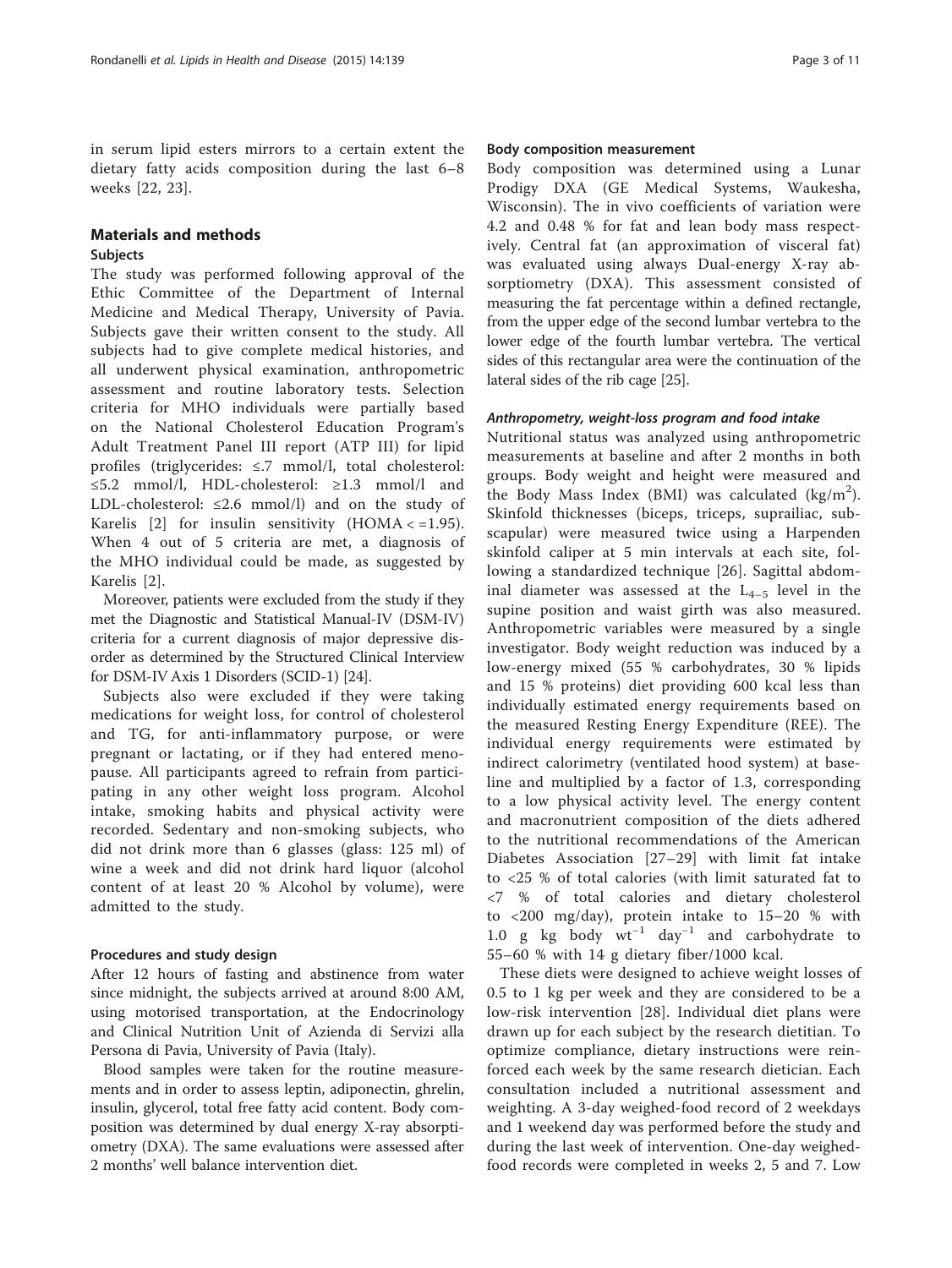in serum lipid esters mirrors to a certain extent the dietary fatty acids composition during the last 6–8 weeks [22, 23].

## Materials and methods

### Subjects

The study was performed following approval of the Ethic Committee of the Department of Internal Medicine and Medical Therapy, University of Pavia. Subjects gave their written consent to the study. All subjects had to give complete medical histories, and all underwent physical examination, anthropometric assessment and routine laboratory tests. Selection criteria for MHO individuals were partially based on the National Cholesterol Education Program's Adult Treatment Panel III report (ATP III) for lipid profiles (triglycerides: ≤.7 mmol/l, total cholesterol: ≤5.2 mmol/l, HDL-cholesterol: ≥1.3 mmol/l and LDL-cholesterol: ≤2.6 mmol/l) and on the study of Karelis [2] for insulin sensitivity (HOMA < =1.95). When 4 out of 5 criteria are met, a diagnosis of the MHO individual could be made, as suggested by Karelis [2].

Moreover, patients were excluded from the study if they met the Diagnostic and Statistical Manual-IV (DSM-IV) criteria for a current diagnosis of major depressive disorder as determined by the Structured Clinical Interview for DSM-IV Axis 1 Disorders (SCID-1) [24].

Subjects also were excluded if they were taking medications for weight loss, for control of cholesterol and TG, for anti-inflammatory purpose, or were pregnant or lactating, or if they had entered menopause. All participants agreed to refrain from participating in any other weight loss program. Alcohol intake, smoking habits and physical activity were recorded. Sedentary and non-smoking subjects, who did not drink more than 6 glasses (glass: 125 ml) of wine a week and did not drink hard liquor (alcohol content of at least 20 % Alcohol by volume), were admitted to the study.

### Procedures and study design

After 12 hours of fasting and abstinence from water since midnight, the subjects arrived at around 8:00 AM, using motorised transportation, at the Endocrinology and Clinical Nutrition Unit of Azienda di Servizi alla Persona di Pavia, University of Pavia (Italy).

Blood samples were taken for the routine measurements and in order to assess leptin, adiponectin, ghrelin, insulin, glycerol, total free fatty acid content. Body composition was determined by dual energy X-ray absorptiometry (DXA). The same evaluations were assessed after 2 months' well balance intervention diet.

### Body composition measurement

Body composition was determined using a Lunar Prodigy DXA (GE Medical Systems, Waukesha, Wisconsin). The in vivo coefficients of variation were 4.2 and 0.48 % for fat and lean body mass respectively. Central fat (an approximation of visceral fat) was evaluated using always Dual-energy X-ray absorptiometry (DXA). This assessment consisted of measuring the fat percentage within a defined rectangle, from the upper edge of the second lumbar vertebra to the lower edge of the fourth lumbar vertebra. The vertical sides of this rectangular area were the continuation of the lateral sides of the rib cage [25].

#### *Anthropometry, weight-loss program and food intake*

Nutritional status was analyzed using anthropometric measurements at baseline and after 2 months in both groups. Body weight and height were measured and the Body Mass Index (BMI) was calculated (kg/m$^2$). Skinfold thicknesses (biceps, triceps, suprailiac, subscapular) were measured twice using a Harpenden skinfold caliper at 5 min intervals at each site, following a standardized technique [26]. Sagittal abdominal diameter was assessed at the $L_{4-5}$ level in the supine position and waist girth was also measured. Anthropometric variables were measured by a single investigator. Body weight reduction was induced by a low-energy mixed (55 % carbohydrates, 30 % lipids and 15 % proteins) diet providing 600 kcal less than individually estimated energy requirements based on the measured Resting Energy Expenditure (REE). The individual energy requirements were estimated by indirect calorimetry (ventilated hood system) at baseline and multiplied by a factor of 1.3, corresponding to a low physical activity level. The energy content and macronutrient composition of the diets adhered to the nutritional recommendations of the American Diabetes Association [27–29] with limit fat intake to <25 % of total calories (with limit saturated fat to <7 % of total calories and dietary cholesterol to <200 mg/day), protein intake to 15–20 % with 1.0 g kg body wt$^{-1}$ day$^{-1}$ and carbohydrate to 55–60 % with 14 g dietary fiber/1000 kcal.

These diets were designed to achieve weight losses of 0.5 to 1 kg per week and they are considered to be a low-risk intervention [28]. Individual diet plans were drawn up for each subject by the research dietitian. To optimize compliance, dietary instructions were reinforced each week by the same research dietician. Each consultation included a nutritional assessment and weighting. A 3-day weighed-food record of 2 weekdays and 1 weekend day was performed before the study and during the last week of intervention. One-day weighed-food records were completed in weeks 2, 5 and 7. Low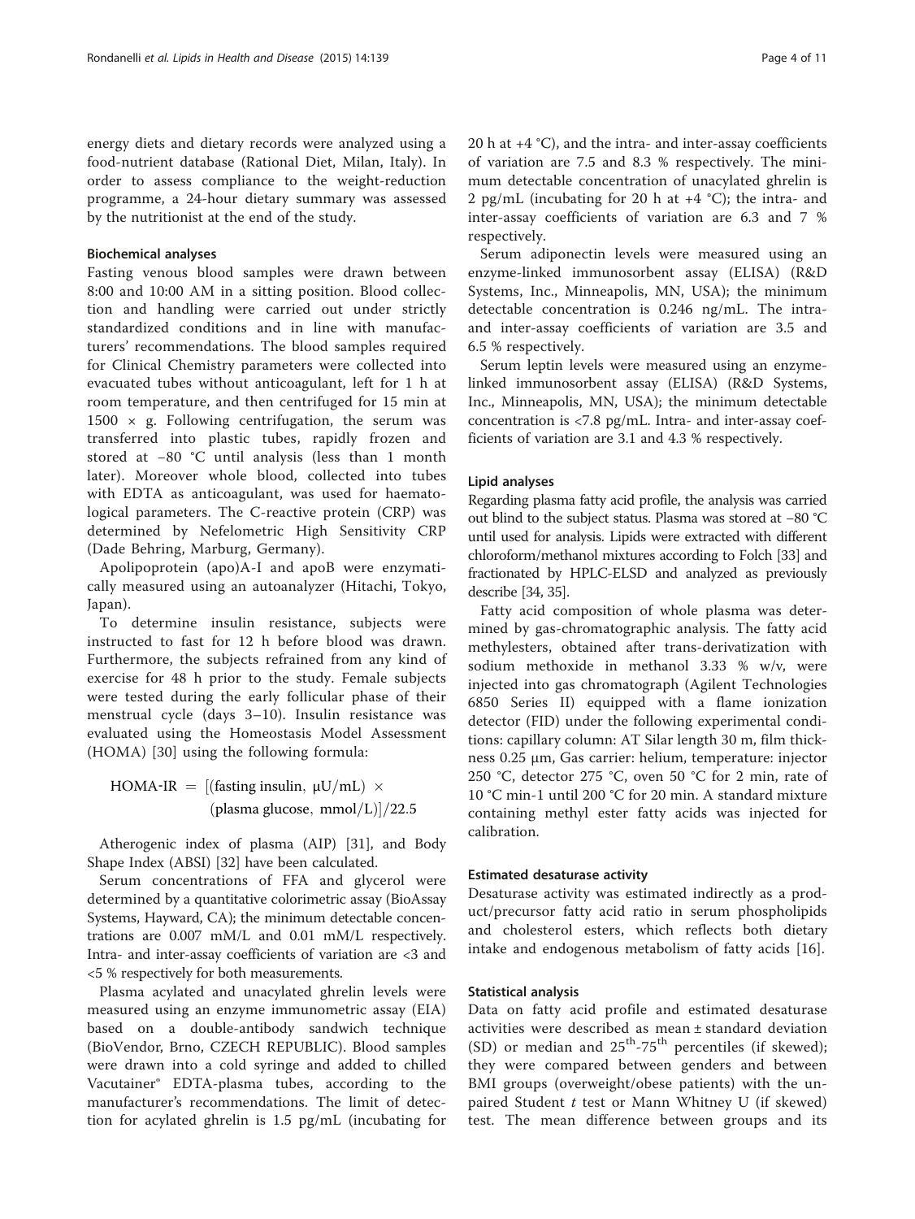energy diets and dietary records were analyzed using a food-nutrient database (Rational Diet, Milan, Italy). In order to assess compliance to the weight-reduction programme, a 24-hour dietary summary was assessed by the nutritionist at the end of the study.

### Biochemical analyses

Fasting venous blood samples were drawn between 8:00 and 10:00 AM in a sitting position. Blood collection and handling were carried out under strictly standardized conditions and in line with manufacturers' recommendations. The blood samples required for Clinical Chemistry parameters were collected into evacuated tubes without anticoagulant, left for 1 h at room temperature, and then centrifuged for 15 min at 1500 × g. Following centrifugation, the serum was transferred into plastic tubes, rapidly frozen and stored at −80 °C until analysis (less than 1 month later). Moreover whole blood, collected into tubes with EDTA as anticoagulant, was used for haematological parameters. The C-reactive protein (CRP) was determined by Nefelometric High Sensitivity CRP (Dade Behring, Marburg, Germany).

Apolipoprotein (apo)A-I and apoB were enzymatically measured using an autoanalyzer (Hitachi, Tokyo, Japan).

To determine insulin resistance, subjects were instructed to fast for 12 h before blood was drawn. Furthermore, the subjects refrained from any kind of exercise for 48 h prior to the study. Female subjects were tested during the early follicular phase of their menstrual cycle (days 3–10). Insulin resistance was evaluated using the Homeostasis Model Assessment (HOMA) [30] using the following formula:

$$\text{HOMA-IR} = [(\text{fasting insulin, } \mu\text{U/mL}) \times (\text{plasma glucose, mmol/L})]/22.5$$

Atherogenic index of plasma (AIP) [31], and Body Shape Index (ABSI) [32] have been calculated.

Serum concentrations of FFA and glycerol were determined by a quantitative colorimetric assay (BioAssay Systems, Hayward, CA); the minimum detectable concentrations are 0.007 mM/L and 0.01 mM/L respectively. Intra- and inter-assay coefficients of variation are <3 and <5 % respectively for both measurements.

Plasma acylated and unacylated ghrelin levels were measured using an enzyme immunometric assay (EIA) based on a double-antibody sandwich technique (BioVendor, Brno, CZECH REPUBLIC). Blood samples were drawn into a cold syringe and added to chilled Vacutainer® EDTA-plasma tubes, according to the manufacturer's recommendations. The limit of detection for acylated ghrelin is 1.5 pg/mL (incubating for 20 h at +4 °C), and the intra- and inter-assay coefficients of variation are 7.5 and 8.3 % respectively. The minimum detectable concentration of unacylated ghrelin is 2 pg/mL (incubating for 20 h at +4 °C); the intra- and inter-assay coefficients of variation are 6.3 and 7 % respectively.

Serum adiponectin levels were measured using an enzyme-linked immunosorbent assay (ELISA) (R&D Systems, Inc., Minneapolis, MN, USA); the minimum detectable concentration is 0.246 ng/mL. The intra- and inter-assay coefficients of variation are 3.5 and 6.5 % respectively.

Serum leptin levels were measured using an enzyme-linked immunosorbent assay (ELISA) (R&D Systems, Inc., Minneapolis, MN, USA); the minimum detectable concentration is <7.8 pg/mL. Intra- and inter-assay coefficients of variation are 3.1 and 4.3 % respectively.

### Lipid analyses

Regarding plasma fatty acid profile, the analysis was carried out blind to the subject status. Plasma was stored at −80 °C until used for analysis. Lipids were extracted with different chloroform/methanol mixtures according to Folch [33] and fractionated by HPLC-ELSD and analyzed as previously describe [34, 35].

Fatty acid composition of whole plasma was determined by gas-chromatographic analysis. The fatty acid methylesters, obtained after trans-derivatization with sodium methoxide in methanol 3.33 % w/v, were injected into gas chromatograph (Agilent Technologies 6850 Series II) equipped with a flame ionization detector (FID) under the following experimental conditions: capillary column: AT Silar length 30 m, film thickness 0.25 μm, Gas carrier: helium, temperature: injector 250 °C, detector 275 °C, oven 50 °C for 2 min, rate of 10 °C min-1 until 200 °C for 20 min. A standard mixture containing methyl ester fatty acids was injected for calibration.

### Estimated desaturase activity

Desaturase activity was estimated indirectly as a product/precursor fatty acid ratio in serum phospholipids and cholesterol esters, which reflects both dietary intake and endogenous metabolism of fatty acids [16].

### Statistical analysis

Data on fatty acid profile and estimated desaturase activities were described as mean ± standard deviation (SD) or median and $25^{th}$-$75^{th}$ percentiles (if skewed); they were compared between genders and between BMI groups (overweight/obese patients) with the unpaired Student *t* test or Mann Whitney U (if skewed) test. The mean difference between groups and its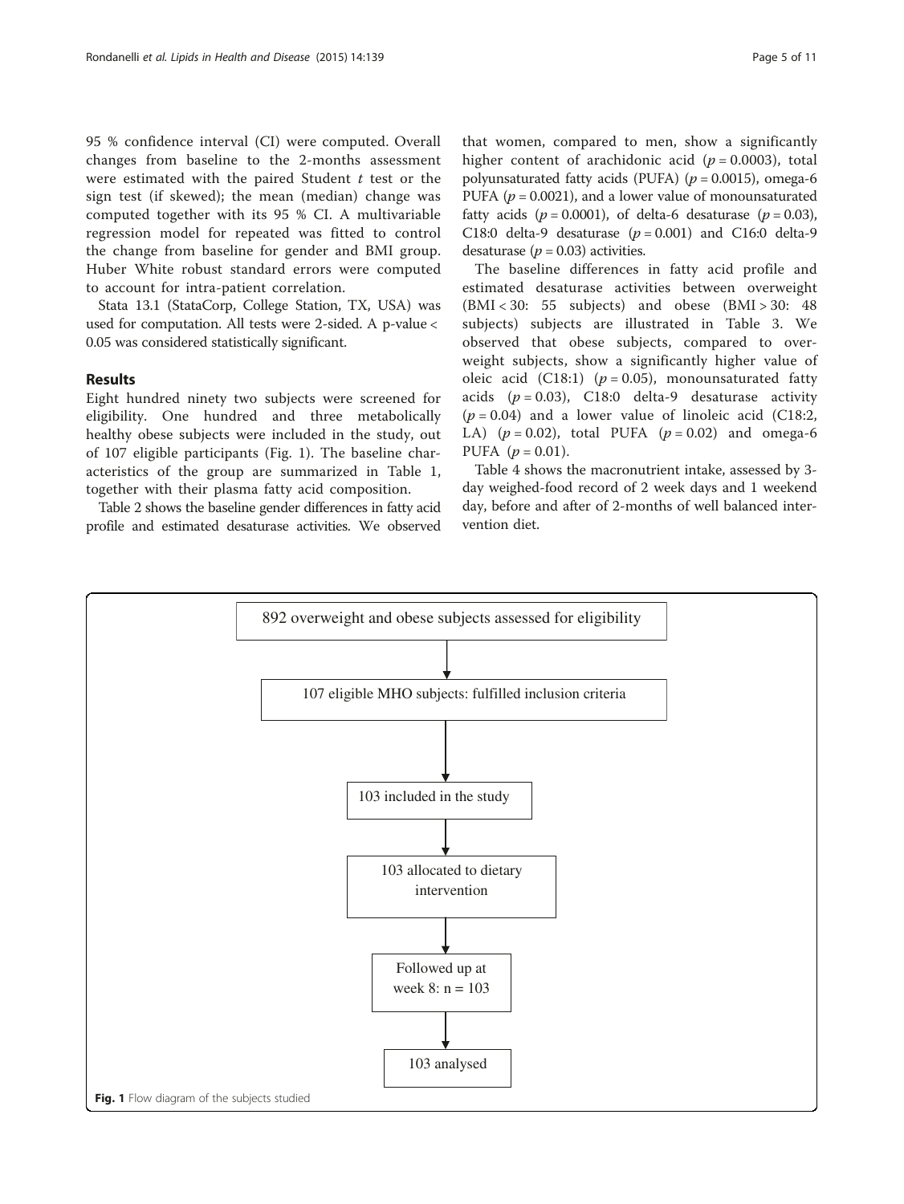95 % confidence interval (CI) were computed. Overall changes from baseline to the 2-months assessment were estimated with the paired Student *t* test or the sign test (if skewed); the mean (median) change was computed together with its 95 % CI. A multivariable regression model for repeated was fitted to control the change from baseline for gender and BMI group. Huber White robust standard errors were computed to account for intra-patient correlation.

Stata 13.1 (StataCorp, College Station, TX, USA) was used for computation. All tests were 2-sided. A p-value < 0.05 was considered statistically significant.

## Results

Eight hundred ninety two subjects were screened for eligibility. One hundred and three metabolically healthy obese subjects were included in the study, out of 107 eligible participants (Fig. 1). The baseline characteristics of the group are summarized in Table 1, together with their plasma fatty acid composition.

Table 2 shows the baseline gender differences in fatty acid profile and estimated desaturase activities. We observed that women, compared to men, show a significantly higher content of arachidonic acid ($p = 0.0003$), total polyunsaturated fatty acids (PUFA) ($p = 0.0015$), omega-6 PUFA ($p = 0.0021$), and a lower value of monounsaturated fatty acids ($p = 0.0001$), of delta-6 desaturase ($p = 0.03$), C18:0 delta-9 desaturase ($p = 0.001$) and C16:0 delta-9 desaturase ($p = 0.03$) activities.

The baseline differences in fatty acid profile and estimated desaturase activities between overweight (BMI < 30: 55 subjects) and obese (BMI > 30: 48 subjects) subjects are illustrated in Table 3. We observed that obese subjects, compared to overweight subjects, show a significantly higher value of oleic acid (C18:1) ($p = 0.05$), monounsaturated fatty acids ($p = 0.03$), C18:0 delta-9 desaturase activity ($p = 0.04$) and a lower value of linoleic acid (C18:2, LA) ($p = 0.02$), total PUFA ($p = 0.02$) and omega-6 PUFA ($p = 0.01$).

Table 4 shows the macronutrient intake, assessed by 3-day weighed-food record of 2 week days and 1 weekend day, before and after of 2-months of well balanced intervention diet.

892 overweight and obese subjects assessed for eligibility

↓

107 eligible MHO subjects: fulfilled inclusion criteria

↓

103 included in the study

↓

103 allocated to dietary intervention

↓

Followed up at week 8: n = 103

↓

103 analysed

**Fig. 1** Flow diagram of the subjects studied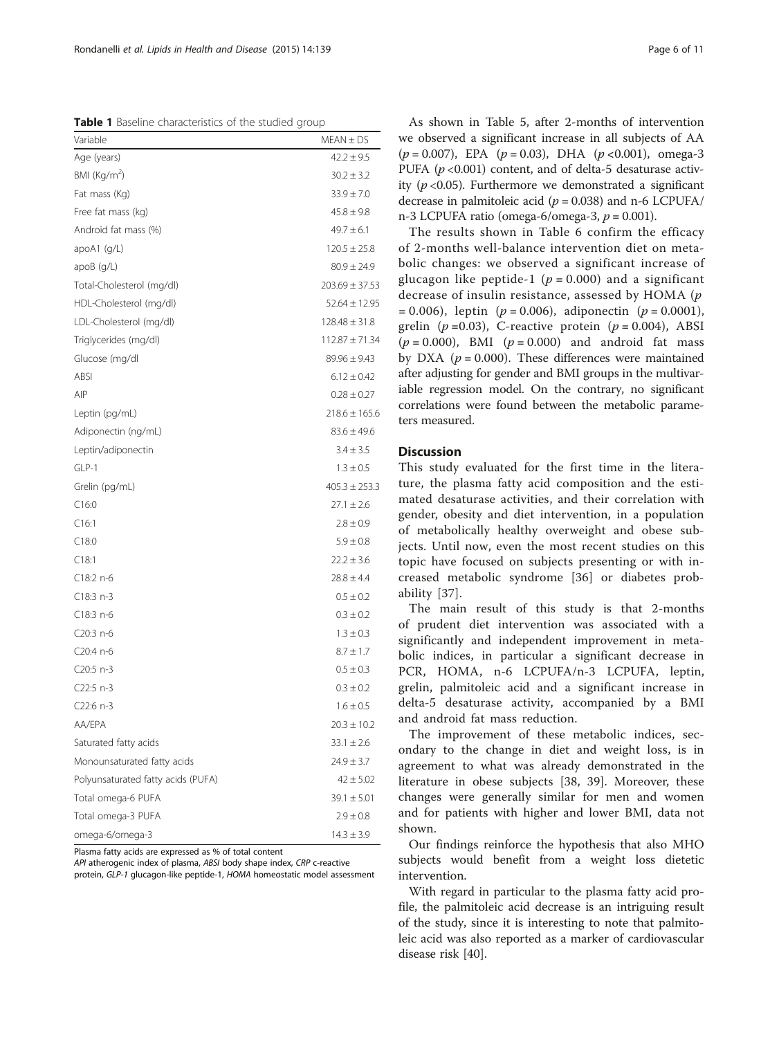**Table 1** Baseline characteristics of the studied group

| Variable | MEAN ± DS |
|---|---|
| Age (years) | 42.2 ± 9.5 |
| BMI (Kg/m$^2$) | 30.2 ± 3.2 |
| Fat mass (Kg) | 33.9 ± 7.0 |
| Free fat mass (kg) | 45.8 ± 9.8 |
| Android fat mass (%) | 49.7 ± 6.1 |
| apoA1 (g/L) | 120.5 ± 25.8 |
| apoB (g/L) | 80.9 ± 24.9 |
| Total-Cholesterol (mg/dl) | 203.69 ± 37.53 |
| HDL-Cholesterol (mg/dl) | 52.64 ± 12.95 |
| LDL-Cholesterol (mg/dl) | 128.48 ± 31.8 |
| Triglycerides (mg/dl) | 112.87 ± 71.34 |
| Glucose (mg/dl | 89.96 ± 9.43 |
| ABSI | 6.12 ± 0.42 |
| AIP | 0.28 ± 0.27 |
| Leptin (pg/mL) | 218.6 ± 165.6 |
| Adiponectin (ng/mL) | 83.6 ± 49.6 |
| Leptin/adiponectin | 3.4 ± 3.5 |
| GLP-1 | 1.3 ± 0.5 |
| Grelin (pg/mL) | 405.3 ± 253.3 |
| C16:0 | 27.1 ± 2.6 |
| C16:1 | 2.8 ± 0.9 |
| C18:0 | 5.9 ± 0.8 |
| C18:1 | 22.2 ± 3.6 |
| C18:2 n-6 | 28.8 ± 4.4 |
| C18:3 n-3 | 0.5 ± 0.2 |
| C18:3 n-6 | 0.3 ± 0.2 |
| C20:3 n-6 | 1.3 ± 0.3 |
| C20:4 n-6 | 8.7 ± 1.7 |
| C20:5 n-3 | 0.5 ± 0.3 |
| C22:5 n-3 | 0.3 ± 0.2 |
| C22:6 n-3 | 1.6 ± 0.5 |
| AA/EPA | 20.3 ± 10.2 |
| Saturated fatty acids | 33.1 ± 2.6 |
| Monounsaturated fatty acids | 24.9 ± 3.7 |
| Polyunsaturated fatty acids (PUFA) | 42 ± 5.02 |
| Total omega-6 PUFA | 39.1 ± 5.01 |
| Total omega-3 PUFA | 2.9 ± 0.8 |
| omega-6/omega-3 | 14.3 ± 3.9 |

Plasma fatty acids are expressed as % of total content

*API* atherogenic index of plasma, *ABSI* body shape index, *CRP* c-reactive protein, *GLP-1* glucagon-like peptide-1, *HOMA* homeostatic model assessment

As shown in Table 5, after 2-months of intervention we observed a significant increase in all subjects of AA ($p = 0.007$), EPA ($p = 0.03$), DHA ($p < 0.001$), omega-3 PUFA ($p < 0.001$) content, and of delta-5 desaturase activity ($p < 0.05$). Furthermore we demonstrated a significant decrease in palmitoleic acid ($p = 0.038$) and n-6 LCPUFA/n-3 LCPUFA ratio (omega-6/omega-3, $p = 0.001$).

The results shown in Table 6 confirm the efficacy of 2-months well-balance intervention diet on metabolic changes: we observed a significant increase of glucagon like peptide-1 ($p = 0.000$) and a significant decrease of insulin resistance, assessed by HOMA ($p = 0.006$), leptin ($p = 0.006$), adiponectin ($p = 0.0001$), grelin ($p = 0.03$), C-reactive protein ($p = 0.004$), ABSI ($p = 0.000$), BMI ($p = 0.000$) and android fat mass by DXA ($p = 0.000$). These differences were maintained after adjusting for gender and BMI groups in the multivariable regression model. On the contrary, no significant correlations were found between the metabolic parameters measured.

## Discussion

This study evaluated for the first time in the literature, the plasma fatty acid composition and the estimated desaturase activities, and their correlation with gender, obesity and diet intervention, in a population of metabolically healthy overweight and obese subjects. Until now, even the most recent studies on this topic have focused on subjects presenting or with increased metabolic syndrome [36] or diabetes probability [37].

The main result of this study is that 2-months of prudent diet intervention was associated with a significantly and independent improvement in metabolic indices, in particular a significant decrease in PCR, HOMA, n-6 LCPUFA/n-3 LCPUFA, leptin, grelin, palmitoleic acid and a significant increase in delta-5 desaturase activity, accompanied by a BMI and android fat mass reduction.

The improvement of these metabolic indices, secondary to the change in diet and weight loss, is in agreement to what was already demonstrated in the literature in obese subjects [38, 39]. Moreover, these changes were generally similar for men and women and for patients with higher and lower BMI, data not shown.

Our findings reinforce the hypothesis that also MHO subjects would benefit from a weight loss dietetic intervention.

With regard in particular to the plasma fatty acid profile, the palmitoleic acid decrease is an intriguing result of the study, since it is interesting to note that palmitoleic acid was also reported as a marker of cardiovascular disease risk [40].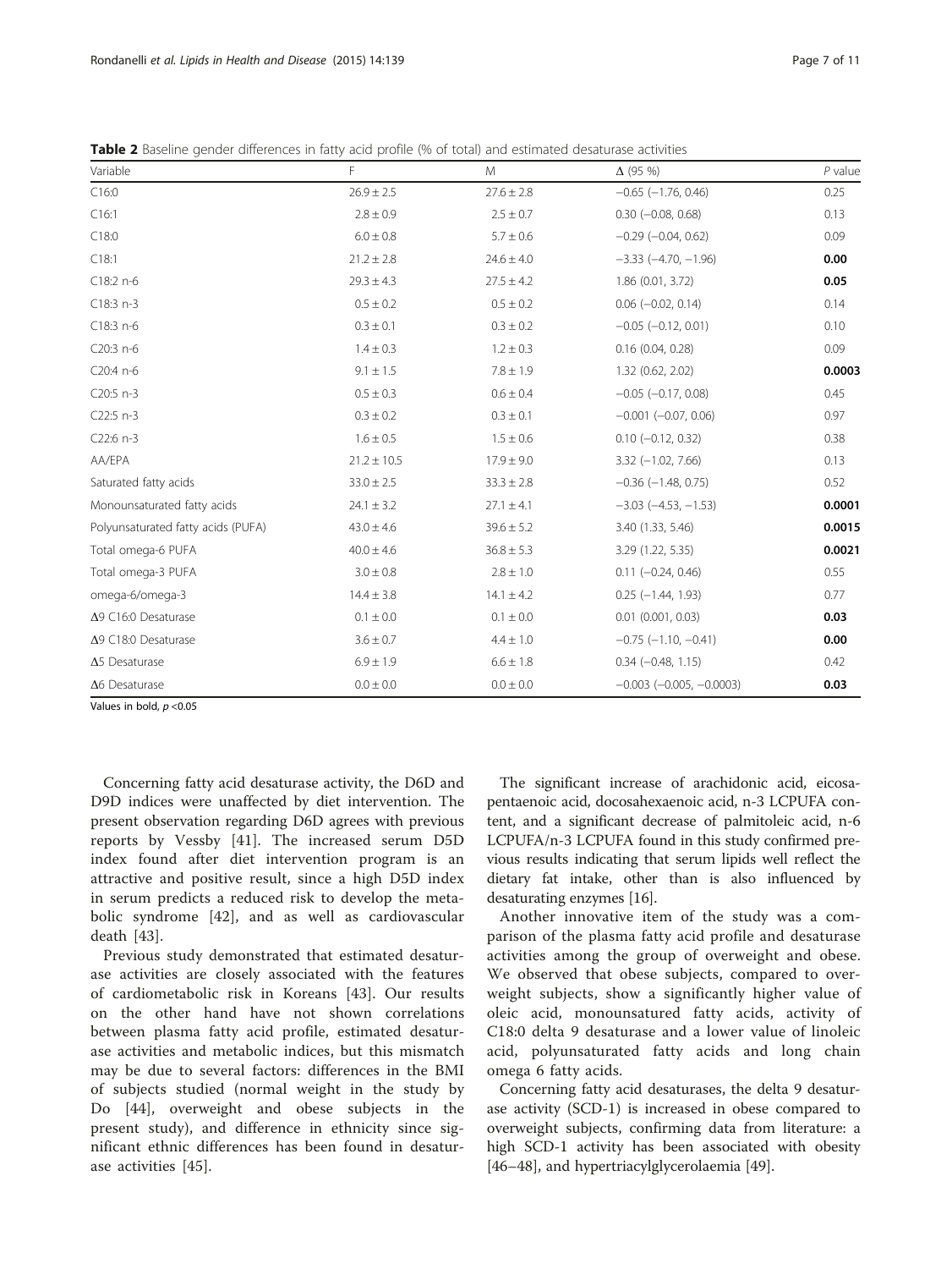**Table 2** Baseline gender differences in fatty acid profile (% of total) and estimated desaturase activities

| Variable | F | M | Δ (95 %) | *P* value |
|---|---|---|---|---|
| C16:0 | 26.9 ± 2.5 | 27.6 ± 2.8 | −0.65 (−1.76, 0.46) | 0.25 |
| C16:1 | 2.8 ± 0.9 | 2.5 ± 0.7 | 0.30 (−0.08, 0.68) | 0.13 |
| C18:0 | 6.0 ± 0.8 | 5.7 ± 0.6 | −0.29 (−0.04, 0.62) | 0.09 |
| C18:1 | 21.2 ± 2.8 | 24.6 ± 4.0 | −3.33 (−4.70, −1.96) | **0.00** |
| C18:2 n-6 | 29.3 ± 4.3 | 27.5 ± 4.2 | 1.86 (0.01, 3.72) | **0.05** |
| C18:3 n-3 | 0.5 ± 0.2 | 0.5 ± 0.2 | 0.06 (−0.02, 0.14) | 0.14 |
| C18:3 n-6 | 0.3 ± 0.1 | 0.3 ± 0.2 | −0.05 (−0.12, 0.01) | 0.10 |
| C20:3 n-6 | 1.4 ± 0.3 | 1.2 ± 0.3 | 0.16 (0.04, 0.28) | 0.09 |
| C20:4 n-6 | 9.1 ± 1.5 | 7.8 ± 1.9 | 1.32 (0.62, 2.02) | **0.0003** |
| C20:5 n-3 | 0.5 ± 0.3 | 0.6 ± 0.4 | −0.05 (−0.17, 0.08) | 0.45 |
| C22:5 n-3 | 0.3 ± 0.2 | 0.3 ± 0.1 | −0.001 (−0.07, 0.06) | 0.97 |
| C22:6 n-3 | 1.6 ± 0.5 | 1.5 ± 0.6 | 0.10 (−0.12, 0.32) | 0.38 |
| AA/EPA | 21.2 ± 10.5 | 17.9 ± 9.0 | 3.32 (−1.02, 7.66) | 0.13 |
| Saturated fatty acids | 33.0 ± 2.5 | 33.3 ± 2.8 | −0.36 (−1.48, 0.75) | 0.52 |
| Monounsaturated fatty acids | 24.1 ± 3.2 | 27.1 ± 4.1 | −3.03 (−4.53, −1.53) | **0.0001** |
| Polyunsaturated fatty acids (PUFA) | 43.0 ± 4.6 | 39.6 ± 5.2 | 3.40 (1.33, 5.46) | **0.0015** |
| Total omega-6 PUFA | 40.0 ± 4.6 | 36.8 ± 5.3 | 3.29 (1.22, 5.35) | **0.0021** |
| Total omega-3 PUFA | 3.0 ± 0.8 | 2.8 ± 1.0 | 0.11 (−0.24, 0.46) | 0.55 |
| omega-6/omega-3 | 14.4 ± 3.8 | 14.1 ± 4.2 | 0.25 (−1.44, 1.93) | 0.77 |
| Δ9 C16:0 Desaturase | 0.1 ± 0.0 | 0.1 ± 0.0 | 0.01 (0.001, 0.03) | **0.03** |
| Δ9 C18:0 Desaturase | 3.6 ± 0.7 | 4.4 ± 1.0 | −0.75 (−1.10, −0.41) | **0.00** |
| Δ5 Desaturase | 6.9 ± 1.9 | 6.6 ± 1.8 | 0.34 (−0.48, 1.15) | 0.42 |
| Δ6 Desaturase | 0.0 ± 0.0 | 0.0 ± 0.0 | −0.003 (−0.005, −0.0003) | **0.03** |

Values in bold, $p < 0.05$

Concerning fatty acid desaturase activity, the D6D and D9D indices were unaffected by diet intervention. The present observation regarding D6D agrees with previous reports by Vessby [41]. The increased serum D5D index found after diet intervention program is an attractive and positive result, since a high D5D index in serum predicts a reduced risk to develop the metabolic syndrome [42], and as well as cardiovascular death [43].

Previous study demonstrated that estimated desaturase activities are closely associated with the features of cardiometabolic risk in Koreans [43]. Our results on the other hand have not shown correlations between plasma fatty acid profile, estimated desaturase activities and metabolic indices, but this mismatch may be due to several factors: differences in the BMI of subjects studied (normal weight in the study by Do [44], overweight and obese subjects in the present study), and difference in ethnicity since significant ethnic differences has been found in desaturase activities [45].

The significant increase of arachidonic acid, eicosapentaenoic acid, docosahexaenoic acid, n-3 LCPUFA content, and a significant decrease of palmitoleic acid, n-6 LCPUFA/n-3 LCPUFA found in this study confirmed previous results indicating that serum lipids well reflect the dietary fat intake, other than is also influenced by desaturating enzymes [16].

Another innovative item of the study was a comparison of the plasma fatty acid profile and desaturase activities among the group of overweight and obese. We observed that obese subjects, compared to overweight subjects, show a significantly higher value of oleic acid, monounsatured fatty acids, activity of C18:0 delta 9 desaturase and a lower value of linoleic acid, polyunsaturated fatty acids and long chain omega 6 fatty acids.

Concerning fatty acid desaturases, the delta 9 desaturase activity (SCD-1) is increased in obese compared to overweight subjects, confirming data from literature: a high SCD-1 activity has been associated with obesity [46–48], and hypertriacylglycerolaemia [49].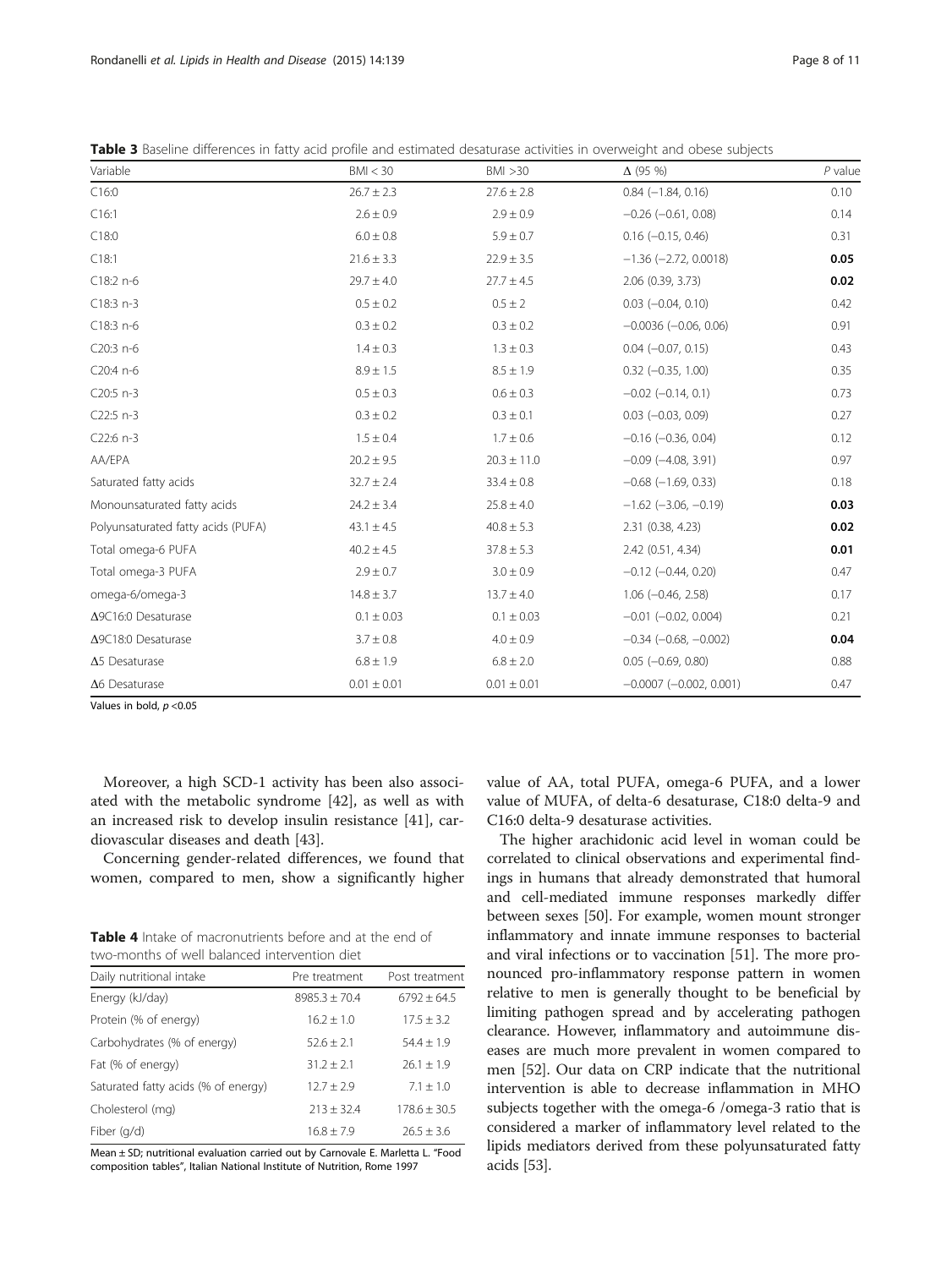**Table 3** Baseline differences in fatty acid profile and estimated desaturase activities in overweight and obese subjects

| Variable | BMI < 30 | BMI >30 | Δ (95 %) | *P* value |
|---|---|---|---|---|
| C16:0 | 26.7 ± 2.3 | 27.6 ± 2.8 | 0.84 (−1.84, 0.16) | 0.10 |
| C16:1 | 2.6 ± 0.9 | 2.9 ± 0.9 | −0.26 (−0.61, 0.08) | 0.14 |
| C18:0 | 6.0 ± 0.8 | 5.9 ± 0.7 | 0.16 (−0.15, 0.46) | 0.31 |
| C18:1 | 21.6 ± 3.3 | 22.9 ± 3.5 | −1.36 (−2.72, 0.0018) | **0.05** |
| C18:2 n-6 | 29.7 ± 4.0 | 27.7 ± 4.5 | 2.06 (0.39, 3.73) | **0.02** |
| C18:3 n-3 | 0.5 ± 0.2 | 0.5 ± 2 | 0.03 (−0.04, 0.10) | 0.42 |
| C18:3 n-6 | 0.3 ± 0.2 | 0.3 ± 0.2 | −0.0036 (−0.06, 0.06) | 0.91 |
| C20:3 n-6 | 1.4 ± 0.3 | 1.3 ± 0.3 | 0.04 (−0.07, 0.15) | 0.43 |
| C20:4 n-6 | 8.9 ± 1.5 | 8.5 ± 1.9 | 0.32 (−0.35, 1.00) | 0.35 |
| C20:5 n-3 | 0.5 ± 0.3 | 0.6 ± 0.3 | −0.02 (−0.14, 0.1) | 0.73 |
| C22:5 n-3 | 0.3 ± 0.2 | 0.3 ± 0.1 | 0.03 (−0.03, 0.09) | 0.27 |
| C22:6 n-3 | 1.5 ± 0.4 | 1.7 ± 0.6 | −0.16 (−0.36, 0.04) | 0.12 |
| AA/EPA | 20.2 ± 9.5 | 20.3 ± 11.0 | −0.09 (−4.08, 3.91) | 0.97 |
| Saturated fatty acids | 32.7 ± 2.4 | 33.4 ± 0.8 | −0.68 (−1.69, 0.33) | 0.18 |
| Monounsaturated fatty acids | 24.2 ± 3.4 | 25.8 ± 4.0 | −1.62 (−3.06, −0.19) | **0.03** |
| Polyunsaturated fatty acids (PUFA) | 43.1 ± 4.5 | 40.8 ± 5.3 | 2.31 (0.38, 4.23) | **0.02** |
| Total omega-6 PUFA | 40.2 ± 4.5 | 37.8 ± 5.3 | 2.42 (0.51, 4.34) | **0.01** |
| Total omega-3 PUFA | 2.9 ± 0.7 | 3.0 ± 0.9 | −0.12 (−0.44, 0.20) | 0.47 |
| omega-6/omega-3 | 14.8 ± 3.7 | 13.7 ± 4.0 | 1.06 (−0.46, 2.58) | 0.17 |
| Δ9C16:0 Desaturase | 0.1 ± 0.03 | 0.1 ± 0.03 | −0.01 (−0.02, 0.004) | 0.21 |
| Δ9C18:0 Desaturase | 3.7 ± 0.8 | 4.0 ± 0.9 | −0.34 (−0.68, −0.002) | **0.04** |
| Δ5 Desaturase | 6.8 ± 1.9 | 6.8 ± 2.0 | 0.05 (−0.69, 0.80) | 0.88 |
| Δ6 Desaturase | 0.01 ± 0.01 | 0.01 ± 0.01 | −0.0007 (−0.002, 0.001) | 0.47 |

Values in bold, $p < 0.05$

Moreover, a high SCD-1 activity has been also associated with the metabolic syndrome [42], as well as with an increased risk to develop insulin resistance [41], cardiovascular diseases and death [43].

Concerning gender-related differences, we found that women, compared to men, show a significantly higher value of AA, total PUFA, omega-6 PUFA, and a lower value of MUFA, of delta-6 desaturase, C18:0 delta-9 and C16:0 delta-9 desaturase activities.

The higher arachidonic acid level in woman could be correlated to clinical observations and experimental findings in humans that already demonstrated that humoral and cell-mediated immune responses markedly differ between sexes [50]. For example, women mount stronger inflammatory and innate immune responses to bacterial and viral infections or to vaccination [51]. The more pronounced pro-inflammatory response pattern in women relative to men is generally thought to be beneficial by limiting pathogen spread and by accelerating pathogen clearance. However, inflammatory and autoimmune diseases are much more prevalent in women compared to men [52]. Our data on CRP indicate that the nutritional intervention is able to decrease inflammation in MHO subjects together with the omega-6 /omega-3 ratio that is considered a marker of inflammatory level related to the lipids mediators derived from these polyunsaturated fatty acids [53].

**Table 4** Intake of macronutrients before and at the end of two-months of well balanced intervention diet

| Daily nutritional intake | Pre treatment | Post treatment |
|---|---|---|
| Energy (kJ/day) | 8985.3 ± 70.4 | 6792 ± 64.5 |
| Protein (% of energy) | 16.2 ± 1.0 | 17.5 ± 3.2 |
| Carbohydrates (% of energy) | 52.6 ± 2.1 | 54.4 ± 1.9 |
| Fat (% of energy) | 31.2 ± 2.1 | 26.1 ± 1.9 |
| Saturated fatty acids (% of energy) | 12.7 ± 2.9 | 7.1 ± 1.0 |
| Cholesterol (mg) | 213 ± 32.4 | 178.6 ± 30.5 |
| Fiber (g/d) | 16.8 ± 7.9 | 26.5 ± 3.6 |

Mean ± SD; nutritional evaluation carried out by Carnovale E. Marletta L. "Food composition tables", Italian National Institute of Nutrition, Rome 1997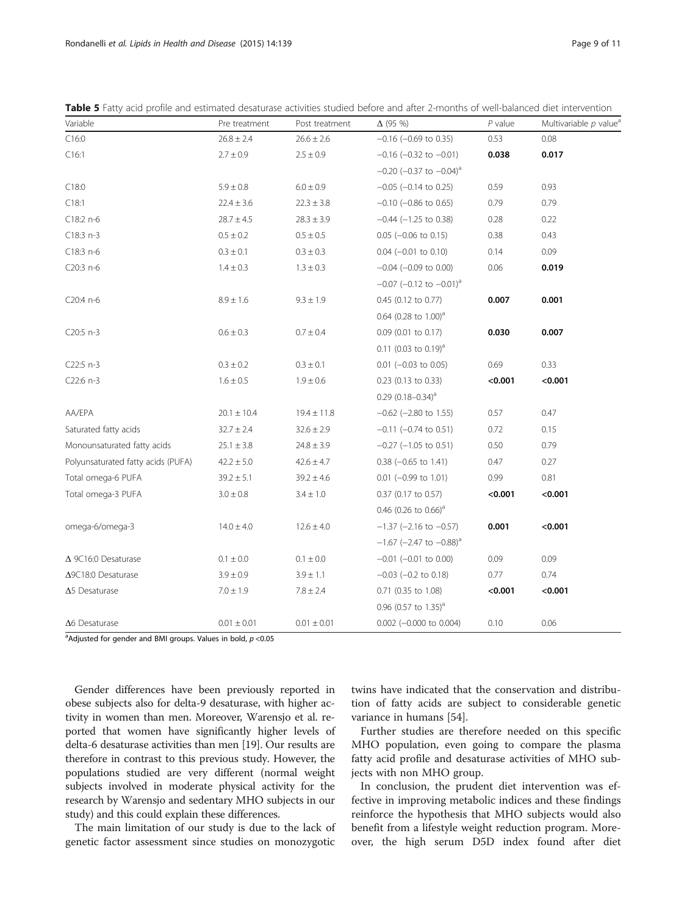**Table 5** Fatty acid profile and estimated desaturase activities studied before and after 2-months of well-balanced diet intervention

| Variable | Pre treatment | Post treatment | Δ (95 %) | *P* value | Multivariable *p* value[a] |
|---|---|---|---|---|---|
| C16:0 | 26.8 ± 2.4 | 26.6 ± 2.6 | −0.16 (−0.69 to 0.35) | 0.53 | 0.08 |
| C16:1 | 2.7 ± 0.9 | 2.5 ± 0.9 | −0.16 (−0.32 to −0.01) | **0.038** | **0.017** |
| | | | −0.20 (−0.37 to −0.04)[a] | | |
| C18:0 | 5.9 ± 0.8 | 6.0 ± 0.9 | −0.05 (−0.14 to 0.25) | 0.59 | 0.93 |
| C18:1 | 22.4 ± 3.6 | 22.3 ± 3.8 | −0.10 (−0.86 to 0.65) | 0.79 | 0.79 |
| C18:2 n-6 | 28.7 ± 4.5 | 28.3 ± 3.9 | −0.44 (−1.25 to 0.38) | 0.28 | 0.22 |
| C18:3 n-3 | 0.5 ± 0.2 | 0.5 ± 0.5 | 0.05 (−0.06 to 0.15) | 0.38 | 0.43 |
| C18:3 n-6 | 0.3 ± 0.1 | 0.3 ± 0.3 | 0.04 (−0.01 to 0.10) | 0.14 | 0.09 |
| C20:3 n-6 | 1.4 ± 0.3 | 1.3 ± 0.3 | −0.04 (−0.09 to 0.00) | 0.06 | **0.019** |
| | | | −0.07 (−0.12 to −0.01)[a] | | |
| C20:4 n-6 | 8.9 ± 1.6 | 9.3 ± 1.9 | 0.45 (0.12 to 0.77) | **0.007** | **0.001** |
| | | | 0.64 (0.28 to 1.00)[a] | | |
| C20:5 n-3 | 0.6 ± 0.3 | 0.7 ± 0.4 | 0.09 (0.01 to 0.17) | **0.030** | **0.007** |
| | | | 0.11 (0.03 to 0.19)[a] | | |
| C22:5 n-3 | 0.3 ± 0.2 | 0.3 ± 0.1 | 0.01 (−0.03 to 0.05) | 0.69 | 0.33 |
| C22:6 n-3 | 1.6 ± 0.5 | 1.9 ± 0.6 | 0.23 (0.13 to 0.33) | **<0.001** | **<0.001** |
| | | | 0.29 (0.18–0.34)[a] | | |
| AA/EPA | 20.1 ± 10.4 | 19.4 ± 11.8 | −0.62 (−2.80 to 1.55) | 0.57 | 0.47 |
| Saturated fatty acids | 32.7 ± 2.4 | 32.6 ± 2.9 | −0.11 (−0.74 to 0.51) | 0.72 | 0.15 |
| Monounsaturated fatty acids | 25.1 ± 3.8 | 24.8 ± 3.9 | −0.27 (−1.05 to 0.51) | 0.50 | 0.79 |
| Polyunsaturated fatty acids (PUFA) | 42.2 ± 5.0 | 42.6 ± 4.7 | 0.38 (−0.65 to 1.41) | 0.47 | 0.27 |
| Total omega-6 PUFA | 39.2 ± 5.1 | 39.2 ± 4.6 | 0.01 (−0.99 to 1.01) | 0.99 | 0.81 |
| Total omega-3 PUFA | 3.0 ± 0.8 | 3.4 ± 1.0 | 0.37 (0.17 to 0.57) | **<0.001** | **<0.001** |
| | | | 0.46 (0.26 to 0.66)[a] | | |
| omega-6/omega-3 | 14.0 ± 4.0 | 12.6 ± 4.0 | −1.37 (−2.16 to −0.57) | **0.001** | **<0.001** |
| | | | −1.67 (−2.47 to −0.88)[a] | | |
| Δ 9C16:0 Desaturase | 0.1 ± 0.0 | 0.1 ± 0.0 | −0.01 (−0.01 to 0.00) | 0.09 | 0.09 |
| Δ9C18:0 Desaturase | 3.9 ± 0.9 | 3.9 ± 1.1 | −0.03 (−0.2 to 0.18) | 0.77 | 0.74 |
| Δ5 Desaturase | 7.0 ± 1.9 | 7.8 ± 2.4 | 0.71 (0.35 to 1.08) | **<0.001** | **<0.001** |
| | | | 0.96 (0.57 to 1.35)[a] | | |
| Δ6 Desaturase | 0.01 ± 0.01 | 0.01 ± 0.01 | 0.002 (−0.000 to 0.004) | 0.10 | 0.06 |

[a]Adjusted for gender and BMI groups. Values in bold, $p < 0.05$

Gender differences have been previously reported in obese subjects also for delta-9 desaturase, with higher activity in women than men. Moreover, Warensjo et al. reported that women have significantly higher levels of delta-6 desaturase activities than men [19]. Our results are therefore in contrast to this previous study. However, the populations studied are very different (normal weight subjects involved in moderate physical activity for the research by Warensjo and sedentary MHO subjects in our study) and this could explain these differences.

The main limitation of our study is due to the lack of genetic factor assessment since studies on monozygotic twins have indicated that the conservation and distribution of fatty acids are subject to considerable genetic variance in humans [54].

Further studies are therefore needed on this specific MHO population, even going to compare the plasma fatty acid profile and desaturase activities of MHO subjects with non MHO group.

In conclusion, the prudent diet intervention was effective in improving metabolic indices and these findings reinforce the hypothesis that MHO subjects would also benefit from a lifestyle weight reduction program. Moreover, the high serum D5D index found after diet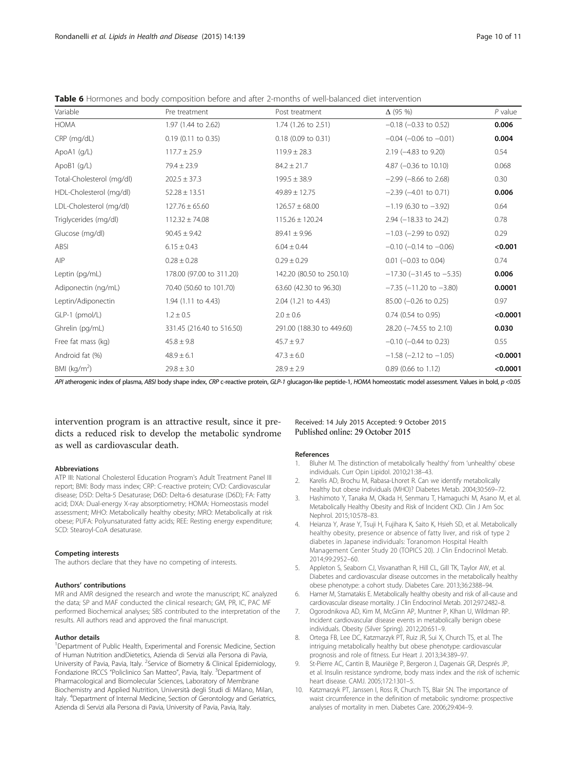**Table 6** Hormones and body composition before and after 2-months of well-balanced diet intervention

| Variable | Pre treatment | Post treatment | Δ (95 %) | P value |
|---|---|---|---|---|
| HOMA | 1.97 (1.44 to 2.62) | 1.74 (1.26 to 2.51) | −0.18 (−0.33 to 0.52) | **0.006** |
| CRP (mg/dL) | 0.19 (0.11 to 0.35) | 0.18 (0.09 to 0.31) | −0.04 (−0.06 to −0.01) | **0.004** |
| ApoA1 (g/L) | 117.7 ± 25.9 | 119.9 ± 28.3 | 2.19 (−4.83 to 9.20) | 0.54 |
| ApoB1 (g/L) | 79.4 ± 23.9 | 84.2 ± 21.7 | 4.87 (−0.36 to 10.10) | 0.068 |
| Total-Cholesterol (mg/dl) | 202.5 ± 37.3 | 199.5 ± 38.9 | −2.99 (−8.66 to 2.68) | 0.30 |
| HDL-Cholesterol (mg/dl) | 52.28 ± 13.51 | 49.89 ± 12.75 | −2.39 (−4.01 to 0.71) | **0.006** |
| LDL-Cholesterol (mg/dl) | 127.76 ± 65.60 | 126.57 ± 68.00 | −1.19 (6.30 to −3.92) | 0.64 |
| Triglycerides (mg/dl) | 112.32 ± 74.08 | 115.26 ± 120.24 | 2.94 (−18.33 to 24.2) | 0.78 |
| Glucose (mg/dl) | 90.45 ± 9.42 | 89.41 ± 9.96 | −1.03 (−2.99 to 0.92) | 0.29 |
| ABSI | 6.15 ± 0.43 | 6.04 ± 0.44 | −0.10 (−0.14 to −0.06) | **<0.001** |
| AIP | 0.28 ± 0.28 | 0.29 ± 0.29 | 0.01 (−0.03 to 0.04) | 0.74 |
| Leptin (pg/mL) | 178.00 (97.00 to 311.20) | 142.20 (80.50 to 250.10) | −17.30 (−31.45 to −5.35) | **0.006** |
| Adiponectin (ng/mL) | 70.40 (50.60 to 101.70) | 63.60 (42.30 to 96.30) | −7.35 (−11.20 to −3.80) | **0.0001** |
| Leptin/Adiponectin | 1.94 (1.11 to 4.43) | 2.04 (1.21 to 4.43) | 85.00 (−0.26 to 0.25) | 0.97 |
| GLP-1 (pmol/L) | 1.2 ± 0.5 | 2.0 ± 0.6 | 0.74 (0.54 to 0.95) | **<0.0001** |
| Ghrelin (pg/mL) | 331.45 (216.40 to 516.50) | 291.00 (188.30 to 449.60) | 28.20 (−74.55 to 2.10) | **0.030** |
| Free fat mass (kg) | 45.8 ± 9.8 | 45.7 ± 9.7 | −0.10 (−0.44 to 0.23) | 0.55 |
| Android fat (%) | 48.9 ± 6.1 | 47.3 ± 6.0 | −1.58 (−2.12 to −1.05) | **<0.0001** |
| BMI (kg/m$^2$) | 29.8 ± 3.0 | 28.9 ± 2.9 | 0.89 (0.66 to 1.12) | **<0.0001** |

*API* atherogenic index of plasma, *ABSI* body shape index, *CRP* c-reactive protein, *GLP-1* glucagon-like peptide-1, *HOMA* homeostatic model assessment. Values in bold, $p < 0.05$

intervention program is an attractive result, since it predicts a reduced risk to develop the metabolic syndrome as well as cardiovascular death.

#### Abbreviations

ATP III: National Cholesterol Education Program's Adult Treatment Panel III report; BMI: Body mass index; CRP: C-reactive protein; CVD: Cardiovascular disease; D5D: Delta-5 Desaturase; D6D: Delta-6 desaturase (D6D); FA: Fatty acid; DXA: Dual-energy X-ray absorptiometry; HOMA: Homeostasis model assessment; MHO: Metabolically healthy obesity; MRO: Metabolically at risk obese; PUFA: Polyunsaturated fatty acids; REE: Resting energy expenditure; SCD: Stearoyl-CoA desaturase.

#### Competing interests

The authors declare that they have no competing of interests.

#### Authors' contributions

MR and AMR designed the research and wrote the manuscript; KC analyzed the data; SP and MAF conducted the clinical research; GM, PR, IC, PAC MF performed Biochemical analyses; SBS contributed to the interpretation of the results. All authors read and approved the final manuscript.

#### Author details

[1]Department of Public Health, Experimental and Forensic Medicine, Section of Human Nutrition andDietetics, Azienda di Servizi alla Persona di Pavia, University of Pavia, Pavia, Italy. [2]Service of Biometry & Clinical Epidemiology, Fondazione IRCCS "Policlinico San Matteo", Pavia, Italy. [3]Department of Pharmacological and Biomolecular Sciences, Laboratory of Membrane Biochemistry and Applied Nutrition, Università degli Studi di Milano, Milan, Italy. [4]Department of Internal Medicine, Section of Gerontology and Geriatrics, Azienda di Servizi alla Persona di Pavia, University of Pavia, Pavia, Italy.

Received: 14 July 2015 Accepted: 9 October 2015
Published online: 29 October 2015

#### References

1. Bluher M. The distinction of metabolically 'healthy' from 'unhealthy' obese individuals. Curr Opin Lipidol. 2010;21:38–43.
2. Karelis AD, Brochu M, Rabasa-Lhoret R. Can we identify metabolically healthy but obese individuals (MHO)? Diabetes Metab. 2004;30:569–72.
3. Hashimoto Y, Tanaka M, Okada H, Senmaru T, Hamaguchi M, Asano M, et al. Metabolically Healthy Obesity and Risk of Incident CKD. Clin J Am Soc Nephrol. 2015;10:578–83.
4. Heianza Y, Arase Y, Tsuji H, Fujihara K, Saito K, Hsieh SD, et al. Metabolically healthy obesity, presence or absence of fatty liver, and risk of type 2 diabetes in Japanese individuals: Toranomon Hospital Health Management Center Study 20 (TOPICS 20). J Clin Endocrinol Metab. 2014;99:2952–60.
5. Appleton S, Seaborn CJ, Visvanathan R, Hill CL, Gill TK, Taylor AW, et al. Diabetes and cardiovascular disease outcomes in the metabolically healthy obese phenotype: a cohort study. Diabetes Care. 2013;36:2388–94.
6. Hamer M, Stamatakis E. Metabolically healthy obesity and risk of all-cause and cardiovascular disease mortality. J Clin Endocrinol Metab. 2012;97:2482–8.
7. Ogorodnikova AD, Kim M, McGinn AP, Muntner P, Klhan U, Wildman RP. Incident cardiovascular disease events in metabolically benign obese individuals. Obesity (Silver Spring). 2012;20:651–9.
8. Ortega FB, Lee DC, Katzmarzyk PT, Ruiz JR, Sui X, Church TS, et al. The intriguing metabolically healthy but obese phenotype: cardiovascular prognosis and role of fitness. Eur Heart J. 2013;34:389–97.
9. St-Pierre AC, Cantin B, Mauriège P, Bergeron J, Dagenais GR, Després JP, et al. Insulin resistance syndrome, body mass index and the risk of ischemic heart disease. CAMJ. 2005;172:1301–5.
10. Katzmarzyk PT, Janssen I, Ross R, Church TS, Blair SN. The importance of waist circumference in the definition of metabolic syndrome: prospective analyses of mortality in men. Diabetes Care. 2006;29:404–9.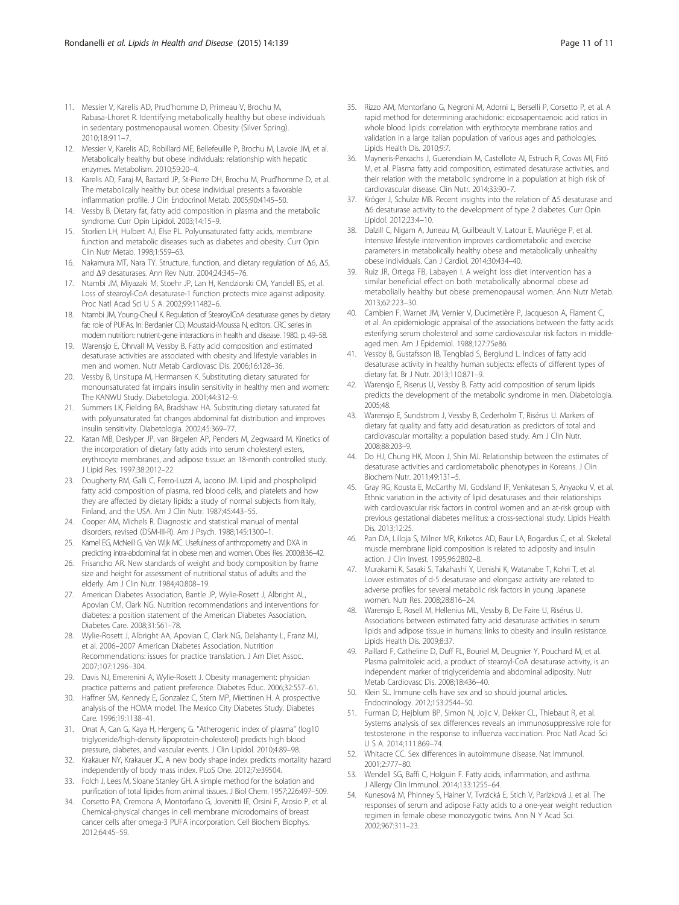11. Messier V, Karelis AD, Prud'homme D, Primeau V, Brochu M, Rabasa-Lhoret R. Identifying metabolically healthy but obese individuals in sedentary postmenopausal women. Obesity (Silver Spring). 2010;18:911–7.
12. Messier V, Karelis AD, Robillard ME, Bellefeuille P, Brochu M, Lavoie JM, et al. Metabolically healthy but obese individuals: relationship with hepatic enzymes. Metabolism. 2010;59:20–4.
13. Karelis AD, Faraj M, Bastard JP, St-Pierre DH, Brochu M, Prud'homme D, et al. The metabolically healthy but obese individual presents a favorable inflammation profile. J Clin Endocrinol Metab. 2005;90:4145–50.
14. Vessby B. Dietary fat, fatty acid composition in plasma and the metabolic syndrome. Curr Opin Lipidol. 2003;14:15–9.
15. Storlien LH, Hulbert AJ, Else PL. Polyunsaturated fatty acids, membrane function and metabolic diseases such as diabetes and obesity. Curr Opin Clin Nutr Metab. 1998;1:559–63.
16. Nakamura MT, Nara TY. Structure, function, and dietary regulation of Δ6, Δ5, and Δ9 desaturases. Ann Rev Nutr. 2004;24:345–76.
17. Ntambi JM, Miyazaki M, Stoehr JP, Lan H, Kendziorski CM, Yandell BS, et al. Loss of stearoyl-CoA desaturase-1 function protects mice against adiposity. Proc Natl Acad Sci U S A. 2002;99:11482–6.
18. Ntambi JM, Young-Cheul K. Regulation of StearoylCoA desaturase genes by dietary fat: role of PUFAs. In: Berdanier CD, Moustaid-Moussa N, editors. CRC series in modern nutrition: nutrient-gene interactions in health and disease. 1980. p. 49–58.
19. Warensjo E, Ohrvall M, Vessby B. Fatty acid composition and estimated desaturase activities are associated with obesity and lifestyle variables in men and women. Nutr Metab Cardiovasc Dis. 2006;16:128–36.
20. Vessby B, Unsitupa M, Hermansen K. Substituting dietary saturated for monounsaturated fat impairs insulin sensitivity in healthy men and women: The KANWU Study. Diabetologia. 2001;44:312–9.
21. Summers LK, Fielding BA, Bradshaw HA. Substituting dietary saturated fat with polyunsaturated fat changes abdominal fat distribution and improves insulin sensitivity. Diabetologia. 2002;45:369–77.
22. Katan MB, Deslyper JP, van Birgelen AP, Penders M, Zegwaard M. Kinetics of the incorporation of dietary fatty acids into serum cholesteryl esters, erythrocyte membranes, and adipose tissue: an 18-month controlled study. J Lipid Res. 1997;38:2012–22.
23. Dougherty RM, Galli C, Ferro-Luzzi A, Iacono JM. Lipid and phospholipid fatty acid composition of plasma, red blood cells, and platelets and how they are affected by dietary lipids: a study of normal subjects from Italy, Finland, and the USA. Am J Clin Nutr. 1987;45:443–55.
24. Cooper AM, Michels R. Diagnostic and statistical manual of mental disorders, revised (DSM-III-R). Am J Psych. 1988;145:1300–1.
25. Kamel EG, McNeill G, Van Wijk MC. Usefulness of anthropometry and DXA in predicting intra-abdominal fat in obese men and women. Obes Res. 2000;8:36–42.
26. Frisancho AR. New standards of weight and body composition by frame size and height for assessment of nutritional status of adults and the elderly. Am J Clin Nutr. 1984;40:808–19.
27. American Diabetes Association, Bantle JP, Wylie-Rosett J, Albright AL, Apovian CM, Clark NG. Nutrition recommendations and interventions for diabetes: a position statement of the American Diabetes Association. Diabetes Care. 2008;31:S61–78.
28. Wylie-Rosett J, Albright AA, Apovian C, Clark NG, Delahanty L, Franz MJ, et al. 2006–2007 American Diabetes Association. Nutrition Recommendations: issues for practice translation. J Am Diet Assoc. 2007;107:1296–304.
29. Davis NJ, Emerenini A, Wylie-Rosett J. Obesity management: physician practice patterns and patient preference. Diabetes Educ. 2006;32:557–61.
30. Haffner SM, Kennedy E, Gonzalez C, Stern MP, Miettinen H. A prospective analysis of the HOMA model. The Mexico City Diabetes Study. Diabetes Care. 1996;19:1138–41.
31. Onat A, Can G, Kaya H, Hergenç G. "Atherogenic index of plasma" (log10 triglyceride/high-density lipoprotein-cholesterol) predicts high blood pressure, diabetes, and vascular events. J Clin Lipidol. 2010;4:89–98.
32. Krakauer NY, Krakauer JC. A new body shape index predicts mortality hazard independently of body mass index. PLoS One. 2012;7:e39504.
33. Folch J, Lees M, Sloane Stanley GH. A simple method for the isolation and purification of total lipides from animal tissues. J Biol Chem. 1957;226:497–509.
34. Corsetto PA, Cremona A, Montorfano G, Jovenitti IE, Orsini F, Arosio P, et al. Chemical-physical changes in cell membrane microdomains of breast cancer cells after omega-3 PUFA incorporation. Cell Biochem Biophys. 2012;64:45–59.
35. Rizzo AM, Montorfano G, Negroni M, Adorni L, Berselli P, Corsetto P, et al. A rapid method for determining arachidonic: eicosapentaenoic acid ratios in whole blood lipids: correlation with erythrocyte membrane ratios and validation in a large Italian population of various ages and pathologies. Lipids Health Dis. 2010;9:7.
36. Mayneris-Perxachs J, Guerendiain M, Castellote AI, Estruch R, Covas MI, Fitó M, et al. Plasma fatty acid composition, estimated desaturase activities, and their relation with the metabolic syndrome in a population at high risk of cardiovascular disease. Clin Nutr. 2014;33:90–7.
37. Kröger J, Schulze MB. Recent insights into the relation of Δ5 desaturase and Δ6 desaturase activity to the development of type 2 diabetes. Curr Opin Lipidol. 2012;23:4–10.
38. Dalzill C, Nigam A, Juneau M, Guilbeault V, Latour E, Mauriège P, et al. Intensive lifestyle intervention improves cardiometabolic and exercise parameters in metabolically healthy obese and metabolically unhealthy obese individuals. Can J Cardiol. 2014;30:434–40.
39. Ruiz JR, Ortega FB, Labayen I. A weight loss diet intervention has a similar beneficial effect on both metabolically abnormal obese ad metabolially healthy but obese premenopausal women. Ann Nutr Metab. 2013;62:223–30.
40. Cambien F, Warnet JM, Vernier V, Ducimetière P, Jacqueson A, Flament C, et al. An epidemiologic appraisal of the associations between the fatty acids esterifying serum cholesterol and some cardiovascular risk factors in middle-aged men. Am J Epidemiol. 1988;127:75e86.
41. Vessby B, Gustafsson IB, Tengblad S, Berglund L. Indices of fatty acid desaturase activity in healthy human subjects: effects of different types of dietary fat. Br J Nutr. 2013;110:871–9.
42. Warensjo E, Riserus U, Vessby B. Fatty acid composition of serum lipids predicts the development of the metabolic syndrome in men. Diabetologia. 2005;48.
43. Warensjo E, Sundstrom J, Vessby B, Cederholm T, Risérus U. Markers of dietary fat quality and fatty acid desaturation as predictors of total and cardiovascular mortality: a population based study. Am J Clin Nutr. 2008;88:203–9.
44. Do HJ, Chung HK, Moon J, Shin MJ. Relationship between the estimates of desaturase activities and cardiometabolic phenotypes in Koreans. J Clin Biochem Nutr. 2011;49:131–5.
45. Gray RG, Kousta E, McCarthy MI, Godsland IF, Venkatesan S, Anyaoku V, et al. Ethnic variation in the activity of lipid desaturases and their relationships with cardiovascular risk factors in control women and an at-risk group with previous gestational diabetes mellitus: a cross-sectional study. Lipids Health Dis. 2013;12:25.
46. Pan DA, Lilloja S, Milner MR, Kriketos AD, Baur LA, Bogardus C, et al. Skeletal muscle membrane lipid composition is related to adiposity and insulin action. J Clin Invest. 1995;96:2802–8.
47. Murakami K, Sasaki S, Takahashi Y, Uenishi K, Watanabe T, Kohri T, et al. Lower estimates of d-5 desaturase and elongase activity are related to adverse profiles for several metabolic risk factors in young Japanese women. Nutr Res. 2008;28:816–24.
48. Warensjo E, Rosell M, Hellenius ML, Vessby B, De Faire U, Risérus U. Associations between estimated fatty acid desaturase activities in serum lipids and adipose tissue in humans: links to obesity and insulin resistance. Lipids Health Dis. 2009;8:37.
49. Paillard F, Catheline D, Duff FL, Bouriel M, Deugnier Y, Pouchard M, et al. Plasma palmitoleic acid, a product of stearoyl-CoA desaturase activity, is an independent marker of triglyceridemia and abdominal adiposity. Nutr Metab Cardiovasc Dis. 2008;18:436–40.
50. Klein SL. Immune cells have sex and so should journal articles. Endocrinology. 2012;153:2544–50.
51. Furman D, Hejblum BP, Simon N, Jojic V, Dekker CL, Thiebaut R, et al. Systems analysis of sex differences reveals an immunosuppressive role for testosterone in the response to influenza vaccination. Proc Natl Acad Sci U S A. 2014;111:869–74.
52. Whitacre CC. Sex differences in autoimmune disease. Nat Immunol. 2001;2:777–80.
53. Wendell SG, Baffi C, Holguin F. Fatty acids, inflammation, and asthma. J Allergy Clin Immunol. 2014;133:1255–64.
54. Kunesová M, Phinney S, Hainer V, Tvrzická E, Stich V, Parízková J, et al. The responses of serum and adipose Fatty acids to a one-year weight reduction regimen in female obese monozygotic twins. Ann N Y Acad Sci. 2002;967:311–23.